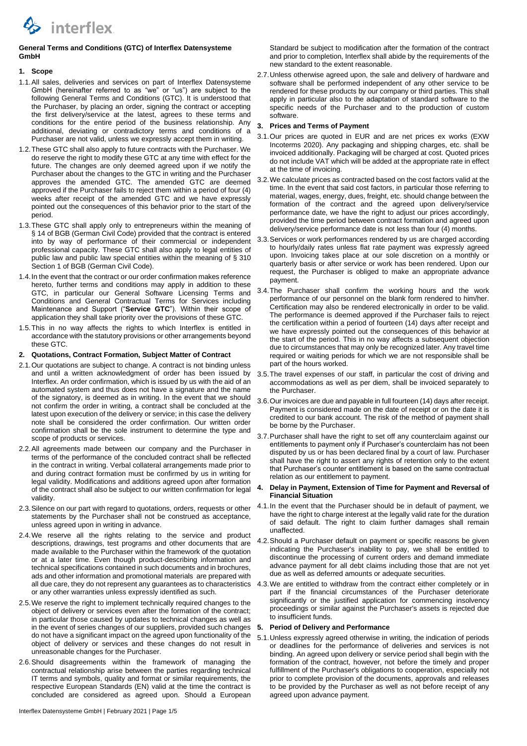# General Terms and Conditions (GTC) of Interflex Datensysteme GmbH

## 1. Scope

1.1. All sales, deliveries and services on part of Interflex Datensysteme GmbH (hereinafter referred to as "we" or "us") are subject to the following General Terms and Conditions (GTC). It is understood that the Purchaser, by placing an order, signing the contract or accepting the first delivery/service at the latest, agrees to these terms and conditions for the entire period of the business relationship. Any additional, deviating or contradictory terms and conditions of a Purchaser are not valid, unless we expressly accept them in writing.

1.2. These GTC shall also apply to future contracts with the Purchaser. We do reserve the right to modify these GTC at any time with effect for the future. The changes are only deemed agreed upon if we notify the Purchaser about the changes to the GTC in writing and the Purchaser approves the amended GTC. The amended GTC are deemed approved if the Purchaser fails to reject them within a period of four (4) weeks after receipt of the amended GTC and we have expressly pointed out the consequences of this behavior prior to the start of the period.

1.3. These GTC shall apply only to entrepreneurs within the meaning of § 14 of BGB (German Civil Code) provided that the contract is entered into by way of performance of their commercial or independent professional capacity. These GTC shall also apply to legal entities of public law and public law special entities within the meaning of § 310 Section 1 of BGB (German Civil Code).

1.4. In the event that the contract or our order confirmation makes reference hereto, further terms and conditions may apply in addition to these GTC, in particular our General Software Licensing Terms and Conditions and General Contractual Terms for Services including Maintenance and Support ("**Service GTC**"). Within their scope of application they shall take priority over the provisions of these GTC.

1.5. This in no way affects the rights to which Interflex is entitled in accordance with the statutory provisions or other arrangements beyond these GTC.

## 2. Quotations, Contract Formation, Subject Matter of Contract

2.1. Our quotations are subject to change. A contract is not binding unless and until a written acknowledgment of order has been issued by Interflex. An order confirmation, which is issued by us with the aid of an automated system and thus does not have a signature and the name of the signatory, is deemed as in writing. In the event that we should not confirm the order in writing, a contract shall be concluded at the latest upon execution of the delivery or service; in this case the delivery note shall be considered the order confirmation. Our written order confirmation shall be the sole instrument to determine the type and scope of products or services.

2.2. All agreements made between our company and the Purchaser in terms of the performance of the concluded contract shall be reflected in the contract in writing. Verbal collateral arrangements made prior to and during contract formation must be confirmed by us in writing for legal validity. Modifications and additions agreed upon after formation of the contract shall also be subject to our written confirmation for legal validity.

2.3. Silence on our part with regard to quotations, orders, requests or other statements by the Purchaser shall not be construed as acceptance, unless agreed upon in writing in advance.

2.4. We reserve all the rights relating to the service and product descriptions, drawings, test programs and other documents that are made available to the Purchaser within the framework of the quotation or at a later time. Even though product-describing information and technical specifications contained in such documents and in brochures, ads and other information and promotional materials are prepared with all due care, they do not represent any guarantees as to characteristics or any other warranties unless expressly identified as such.

2.5. We reserve the right to implement technically required changes to the object of delivery or services even after the formation of the contract; in particular those caused by updates to technical changes as well as in the event of series changes of our suppliers, provided such changes do not have a significant impact on the agreed upon functionality of the object of delivery or services and these changes do not result in unreasonable changes for the Purchaser.

2.6. Should disagreements within the framework of managing the contractual relationship arise between the parties regarding technical IT terms and symbols, quality and format or similar requirements, the respective European Standards (EN) valid at the time the contract is concluded are considered as agreed upon. Should a European Standard be subject to modification after the formation of the contract and prior to completion, Interflex shall abide by the requirements of the new standard to the extent reasonable.

2.7. Unless otherwise agreed upon, the sale and delivery of hardware and software shall be performed independent of any other service to be rendered for these products by our company or third parties. This shall apply in particular also to the adaptation of standard software to the specific needs of the Purchaser and to the production of custom software.

## 3. Prices and Terms of Payment

3.1. Our prices are quoted in EUR and are net prices ex works (EXW Incoterms 2020). Any packaging and shipping charges, etc. shall be invoiced additionally. Packaging will be charged at cost. Quoted prices do not include VAT which will be added at the appropriate rate in effect at the time of invoicing.

3.2. We calculate prices as contracted based on the cost factors valid at the time. In the event that said cost factors, in particular those referring to material, wages, energy, dues, freight, etc. should change between the formation of the contract and the agreed upon delivery/service performance date, we have the right to adjust our prices accordingly, provided the time period between contract formation and agreed upon delivery/service performance date is not less than four (4) months.

3.3. Services or work performances rendered by us are charged according to hourly/daily rates unless flat rate payment was expressly agreed upon. Invoicing takes place at our sole discretion on a monthly or quarterly basis or after service or work has been rendered. Upon our request, the Purchaser is obliged to make an appropriate advance payment.

3.4. The Purchaser shall confirm the working hours and the work performance of our personnel on the blank form rendered to him/her. Certification may also be rendered electronically in order to be valid. The performance is deemed approved if the Purchaser fails to reject the certification within a period of fourteen (14) days after receipt and we have expressly pointed out the consequences of this behavior at the start of the period. This in no way affects a subsequent objection due to circumstances that may only be recognized later. Any travel time required or waiting periods for which we are not responsible shall be part of the hours worked.

3.5. The travel expenses of our staff, in particular the cost of driving and accommodations as well as per diem, shall be invoiced separately to the Purchaser.

3.6. Our invoices are due and payable in full fourteen (14) days after receipt. Payment is considered made on the date of receipt or on the date it is credited to our bank account. The risk of the method of payment shall be borne by the Purchaser.

3.7. Purchaser shall have the right to set off any counterclaim against our entitlements to payment only if Purchaser's counterclaim has not been disputed by us or has been declared final by a court of law. Purchaser shall have the right to assert any rights of retention only to the extent that Purchaser's counter entitlement is based on the same contractual relation as our entitlement to payment.

## 4. Delay in Payment, Extension of Time for Payment and Reversal of Financial Situation

4.1. In the event that the Purchaser should be in default of payment, we have the right to charge interest at the legally valid rate for the duration of said default. The right to claim further damages shall remain unaffected.

4.2. Should a Purchaser default on payment or specific reasons be given indicating the Purchaser's inability to pay, we shall be entitled to discontinue the processing of current orders and demand immediate advance payment for all debt claims including those that are not yet due as well as deferred amounts or adequate securities.

4.3. We are entitled to withdraw from the contract either completely or in part if the financial circumstances of the Purchaser deteriorate significantly or the justified application for commencing insolvency proceedings or similar against the Purchaser's assets is rejected due to insufficient funds.

## 5. Period of Delivery and Performance

5.1. Unless expressly agreed otherwise in writing, the indication of periods or deadlines for the performance of deliveries and services is not binding. An agreed upon delivery or service period shall begin with the formation of the contract, however, not before the timely and proper fulfillment of the Purchaser's obligations to cooperation, especially not prior to complete provision of the documents, approvals and releases to be provided by the Purchaser as well as not before receipt of any agreed upon advance payment.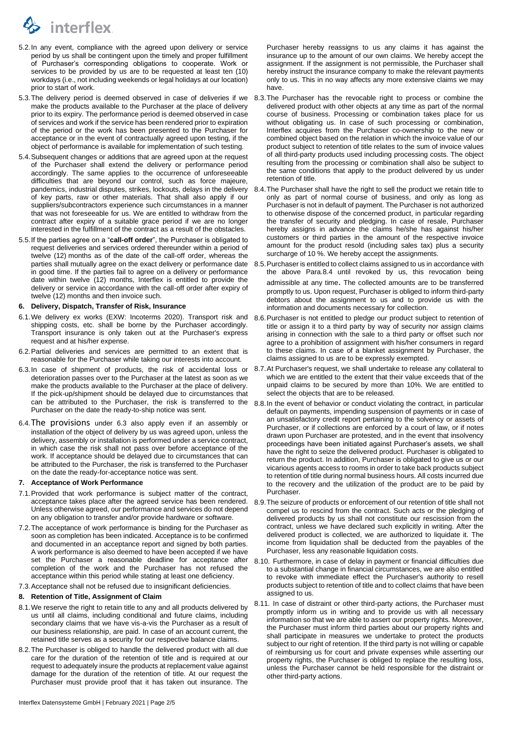5.2. In any event, compliance with the agreed upon delivery or service period by us shall be contingent upon the timely and proper fulfillment of Purchaser's corresponding obligations to cooperate. Work or services to be provided by us are to be requested at least ten (10) workdays (i.e., not including weekends or legal holidays at our location) prior to start of work.

5.3. The delivery period is deemed observed in case of deliveries if we make the products available to the Purchaser at the place of delivery prior to its expiry. The performance period is deemed observed in case of services and work if the service has been rendered prior to expiration of the period or the work has been presented to the Purchaser for acceptance or in the event of contractually agreed upon testing, if the object of performance is available for implementation of such testing.

5.4. Subsequent changes or additions that are agreed upon at the request of the Purchaser shall extend the delivery or performance period accordingly. The same applies to the occurrence of unforeseeable difficulties that are beyond our control, such as force majeure, pandemics, industrial disputes, strikes, lockouts, delays in the delivery of key parts, raw or other materials. That shall also apply if our suppliers/subcontractors experience such circumstances in a manner that was not foreseeable for us. We are entitled to withdraw from the contract after expiry of a suitable grace period if we are no longer interested in the fulfillment of the contract as a result of the obstacles.

5.5. If the parties agree on a "**call-off order**", the Purchaser is obligated to request deliveries and services ordered thereunder within a period of twelve (12) months as of the date of the call-off order, whereas the parties shall mutually agree on the exact delivery or performance date in good time. If the parties fail to agree on a delivery or performance date within twelve (12) months, Interflex is entitled to provide the delivery or service in accordance with the call-off order after expiry of twelve (12) months and then invoice such.

## 6. Delivery, Dispatch, Transfer of Risk, Insurance

6.1. We delivery ex works (EXW: Incoterms 2020). Transport risk and shipping costs, etc. shall be borne by the Purchaser accordingly. Transport insurance is only taken out at the Purchaser's express request and at his/her expense.

6.2. Partial deliveries and services are permitted to an extent that is reasonable for the Purchaser while taking our interests into account.

6.3. In case of shipment of products, the risk of accidental loss or deterioration passes over to the Purchaser at the latest as soon as we make the products available to the Purchaser at the place of delivery. If the pick-up/shipment should be delayed due to circumstances that can be attributed to the Purchaser, the risk is transferred to the Purchaser on the date the ready-to-ship notice was sent.

6.4. The provisions under 6.3 also apply even if an assembly or installation of the object of delivery by us was agreed upon, unless the delivery, assembly or installation is performed under a service contract, in which case the risk shall not pass over before acceptance of the work. If acceptance should be delayed due to circumstances that can be attributed to the Purchaser, the risk is transferred to the Purchaser on the date the ready-for-acceptance notice was sent.

## 7. Acceptance of Work Performance

7.1. Provided that work performance is subject matter of the contract, acceptance takes place after the agreed service has been rendered. Unless otherwise agreed, our performance and services do not depend on any obligation to transfer and/or provide hardware or software.

7.2. The acceptance of work performance is binding for the Purchaser as soon as completion has been indicated. Acceptance is to be confirmed and documented in an acceptance report and signed by both parties. A work performance is also deemed to have been accepted if we have set the Purchaser a reasonable deadline for acceptance after completion of the work and the Purchaser has not refused the acceptance within this period while stating at least one deficiency.

7.3. Acceptance shall not be refused due to insignificant deficiencies.

## 8. Retention of Title, Assignment of Claim

8.1. We reserve the right to retain title to any and all products delivered by us until all claims, including conditional and future claims, including secondary claims that we have vis-a-vis the Purchaser as a result of our business relationship, are paid. In case of an account current, the retained title serves as a security for our respective balance claims.

8.2. The Purchaser is obliged to handle the delivered product with all due care for the duration of the retention of title and is required at our request to adequately insure the products at replacement value against damage for the duration of the retention of title. At our request the Purchaser must provide proof that it has taken out insurance. The Purchaser hereby reassigns to us any claims it has against the insurance up to the amount of our own claims. We hereby accept the assignment. If the assignment is not permissible, the Purchaser shall hereby instruct the insurance company to make the relevant payments only to us. This in no way affects any more extensive claims we may have.

8.3. The Purchaser has the revocable right to process or combine the delivered product with other objects at any time as part of the normal course of business. Processing or combination takes place for us without obligating us. In case of such processing or combination, Interflex acquires from the Purchaser co-ownership to the new or combined object based on the relation in which the invoice value of our product subject to retention of title relates to the sum of invoice values of all third-party products used including processing costs. The object resulting from the processing or combination shall also be subject to the same conditions that apply to the product delivered by us under retention of title.

8.4. The Purchaser shall have the right to sell the product we retain title to only as part of normal course of business, and only as long as Purchaser is not in default of payment. The Purchaser is not authorized to otherwise dispose of the concerned product, in particular regarding the transfer of security and pledging. In case of resale, Purchaser hereby assigns in advance the claims he/she has against his/her customers or third parties in the amount of the respective invoice amount for the product resold (including sales tax) plus a security surcharge of 10 %. We hereby accept the assignments.

8.5. Purchaser is entitled to collect claims assigned to us in accordance with the above Para.8.4 until revoked by us, this revocation being admissible at any time. The collected amounts are to be transferred promptly to us. Upon request, Purchaser is obliged to inform third-party debtors about the assignment to us and to provide us with the information and documents necessary for collection.

8.6. Purchaser is not entitled to pledge our product subject to retention of title or assign it to a third party by way of security nor assign claims arising in connection with the sale to a third party or offset such nor agree to a prohibition of assignment with his/her consumers in regard to these claims. In case of a blanket assignment by Purchaser, the claims assigned to us are to be expressly exempted.

8.7. At Purchaser's request, we shall undertake to release any collateral to which we are entitled to the extent that their value exceeds that of the unpaid claims to be secured by more than 10%. We are entitled to select the objects that are to be released.

8.8. In the event of behavior or conduct violating the contract, in particular default on payments, impending suspension of payments or in case of an unsatisfactory credit report pertaining to the solvency or assets of Purchaser, or if collections are enforced by a court of law, or if notes drawn upon Purchaser are protested, and in the event that insolvency proceedings have been initiated against Purchaser's assets, we shall have the right to seize the delivered product. Purchaser is obligated to return the product. In addition, Purchaser is obligated to give us or our vicarious agents access to rooms in order to take back products subject to retention of title during normal business hours. All costs incurred due to the recovery and the utilization of the product are to be paid by Purchaser.

8.9. The seizure of products or enforcement of our retention of title shall not compel us to rescind from the contract. Such acts or the pledging of delivered products by us shall not constitute our rescission from the contract, unless we have declared such explicitly in writing. After the delivered product is collected, we are authorized to liquidate it. The income from liquidation shall be deducted from the payables of the Purchaser, less any reasonable liquidation costs.

8.10. Furthermore, in case of delay in payment or financial difficulties due to a substantial change in financial circumstances, we are also entitled to revoke with immediate effect the Purchaser's authority to resell products subject to retention of title and to collect claims that have been assigned to us.

8.11. In case of distraint or other third-party actions, the Purchaser must promptly inform us in writing and to provide us with all necessary information so that we are able to assert our property rights. Moreover, the Purchaser must inform third parties about our property rights and shall participate in measures we undertake to protect the products subject to our right of retention. If the third party is not willing or capable of reimbursing us for court and private expenses while asserting our property rights, the Purchaser is obliged to replace the resulting loss, unless the Purchaser cannot be held responsible for the distraint or other third-party actions.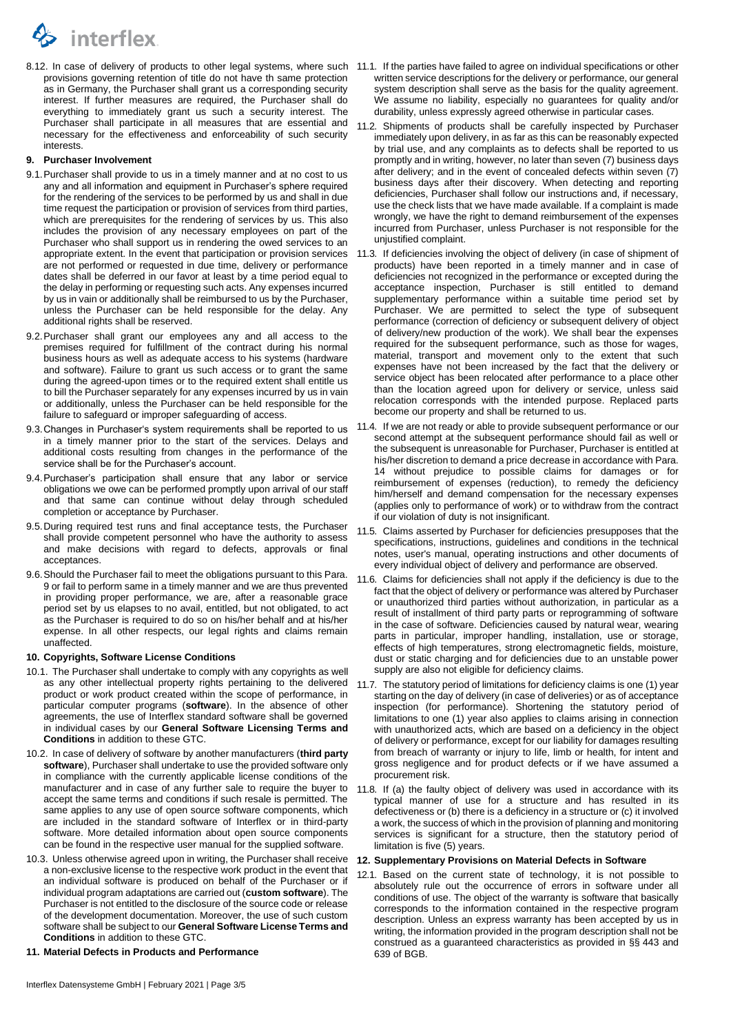8.12. In case of delivery of products to other legal systems, where such provisions governing retention of title do not have th same protection as in Germany, the Purchaser shall grant us a corresponding security interest. If further measures are required, the Purchaser shall do everything to immediately grant us such a security interest. The Purchaser shall participate in all measures that are essential and necessary for the effectiveness and enforceability of such security interests.

## 9. Purchaser Involvement

9.1. Purchaser shall provide to us in a timely manner and at no cost to us any and all information and equipment in Purchaser's sphere required for the rendering of the services to be performed by us and shall in due time request the participation or provision of services from third parties, which are prerequisites for the rendering of services by us. This also includes the provision of any necessary employees on part of the Purchaser who shall support us in rendering the owed services to an appropriate extent. In the event that participation or provision services are not performed or requested in due time, delivery or performance dates shall be deferred in our favor at least by a time period equal to the delay in performing or requesting such acts. Any expenses incurred by us in vain or additionally shall be reimbursed to us by the Purchaser, unless the Purchaser can be held responsible for the delay. Any additional rights shall be reserved.

9.2. Purchaser shall grant our employees any and all access to the premises required for fulfillment of the contract during his normal business hours as well as adequate access to his systems (hardware and software). Failure to grant us such access or to grant the same during the agreed-upon times or to the required extent shall entitle us to bill the Purchaser separately for any expenses incurred by us in vain or additionally, unless the Purchaser can be held responsible for the failure to safeguard or improper safeguarding of access.

9.3. Changes in Purchaser's system requirements shall be reported to us in a timely manner prior to the start of the services. Delays and additional costs resulting from changes in the performance of the service shall be for the Purchaser's account.

9.4. Purchaser's participation shall ensure that any labor or service obligations we owe can be performed promptly upon arrival of our staff and that same can continue without delay through scheduled completion or acceptance by Purchaser.

9.5. During required test runs and final acceptance tests, the Purchaser shall provide competent personnel who have the authority to assess and make decisions with regard to defects, approvals or final acceptances.

9.6. Should the Purchaser fail to meet the obligations pursuant to this Para. 9 or fail to perform same in a timely manner and we are thus prevented in providing proper performance, we are, after a reasonable grace period set by us elapses to no avail, entitled, but not obligated, to act as the Purchaser is required to do so on his/her behalf and at his/her expense. In all other respects, our legal rights and claims remain unaffected.

## 10. Copyrights, Software License Conditions

10.1. The Purchaser shall undertake to comply with any copyrights as well as any other intellectual property rights pertaining to the delivered product or work product created within the scope of performance, in particular computer programs (**software**). In the absence of other agreements, the use of Interflex standard software shall be governed in individual cases by our **General Software Licensing Terms and Conditions** in addition to these GTC.

10.2. In case of delivery of software by another manufacturers (**third party software**), Purchaser shall undertake to use the provided software only in compliance with the currently applicable license conditions of the manufacturer and in case of any further sale to require the buyer to accept the same terms and conditions if such resale is permitted. The same applies to any use of open source software components, which are included in the standard software of Interflex or in third-party software. More detailed information about open source components can be found in the respective user manual for the supplied software.

10.3. Unless otherwise agreed upon in writing, the Purchaser shall receive a non-exclusive license to the respective work product in the event that an individual software is produced on behalf of the Purchaser or if individual program adaptations are carried out (**custom software**). The Purchaser is not entitled to the disclosure of the source code or release of the development documentation. Moreover, the use of such custom software shall be subject to our **General Software License Terms and Conditions** in addition to these GTC.

## 11. Material Defects in Products and Performance

11.1. If the parties have failed to agree on individual specifications or other written service descriptions for the delivery or performance, our general system description shall serve as the basis for the quality agreement. We assume no liability, especially no guarantees for quality and/or durability, unless expressly agreed otherwise in particular cases.

11.2. Shipments of products shall be carefully inspected by Purchaser immediately upon delivery, in as far as this can be reasonably expected by trial use, and any complaints as to defects shall be reported to us promptly and in writing, however, no later than seven (7) business days after delivery; and in the event of concealed defects within seven (7) business days after their discovery. When detecting and reporting deficiencies, Purchaser shall follow our instructions and, if necessary, use the check lists that we have made available. If a complaint is made wrongly, we have the right to demand reimbursement of the expenses incurred from Purchaser, unless Purchaser is not responsible for the unjustified complaint.

11.3. If deficiencies involving the object of delivery (in case of shipment of products) have been reported in a timely manner and in case of deficiencies not recognized in the performance or excepted during the acceptance inspection, Purchaser is still entitled to demand supplementary performance within a suitable time period set by Purchaser. We are permitted to select the type of subsequent performance (correction of deficiency or subsequent delivery of object of delivery/new production of the work). We shall bear the expenses required for the subsequent performance, such as those for wages, material, transport and movement only to the extent that such expenses have not been increased by the fact that the delivery or service object has been relocated after performance to a place other than the location agreed upon for delivery or service, unless said relocation corresponds with the intended purpose. Replaced parts become our property and shall be returned to us.

11.4. If we are not ready or able to provide subsequent performance or our second attempt at the subsequent performance should fail as well or the subsequent is unreasonable for Purchaser, Purchaser is entitled at his/her discretion to demand a price decrease in accordance with Para. 14 without prejudice to possible claims for damages or for reimbursement of expenses (reduction), to remedy the deficiency him/herself and demand compensation for the necessary expenses (applies only to performance of work) or to withdraw from the contract if our violation of duty is not insignificant.

11.5. Claims asserted by Purchaser for deficiencies presupposes that the specifications, instructions, guidelines and conditions in the technical notes, user's manual, operating instructions and other documents of every individual object of delivery and performance are observed.

11.6. Claims for deficiencies shall not apply if the deficiency is due to the fact that the object of delivery or performance was altered by Purchaser or unauthorized third parties without authorization, in particular as a result of installment of third party parts or reprogramming of software in the case of software. Deficiencies caused by natural wear, wearing parts in particular, improper handling, installation, use or storage, effects of high temperatures, strong electromagnetic fields, moisture, dust or static charging and for deficiencies due to an unstable power supply are also not eligible for deficiency claims.

11.7. The statutory period of limitations for deficiency claims is one (1) year starting on the day of delivery (in case of deliveries) or as of acceptance inspection (for performance). Shortening the statutory period of limitations to one (1) year also applies to claims arising in connection with unauthorized acts, which are based on a deficiency in the object of delivery or performance, except for our liability for damages resulting from breach of warranty or injury to life, limb or health, for intent and gross negligence and for product defects or if we have assumed a procurement risk.

11.8. If (a) the faulty object of delivery was used in accordance with its typical manner of use for a structure and has resulted in its defectiveness or (b) there is a deficiency in a structure or (c) it involved a work, the success of which in the provision of planning and monitoring services is significant for a structure, then the statutory period of limitation is five (5) years.

## 12. Supplementary Provisions on Material Defects in Software

12.1. Based on the current state of technology, it is not possible to absolutely rule out the occurrence of errors in software under all conditions of use. The object of the warranty is software that basically corresponds to the information contained in the respective program description. Unless an express warranty has been accepted by us in writing, the information provided in the program description shall not be construed as a guaranteed characteristics as provided in §§ 443 and 639 of BGB.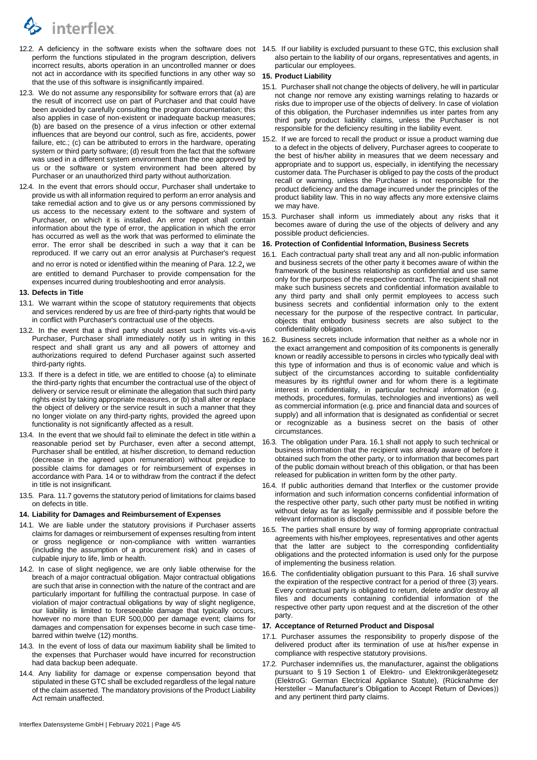12.2. A deficiency in the software exists when the software does not perform the functions stipulated in the program description, delivers incorrect results, aborts operation in an uncontrolled manner or does not act in accordance with its specified functions in any other way so that the use of this software is insignificantly impaired.

12.3. We do not assume any responsibility for software errors that (a) are the result of incorrect use on part of Purchaser and that could have been avoided by carefully consulting the program documentation; this also applies in case of non-existent or inadequate backup measures; (b) are based on the presence of a virus infection or other external influences that are beyond our control, such as fire, accidents, power failure, etc.; (c) can be attributed to errors in the hardware, operating system or third party software; (d) result from the fact that the software was used in a different system environment than the one approved by us or the software or system environment had been altered by Purchaser or an unauthorized third party without authorization.

12.4. In the event that errors should occur, Purchaser shall undertake to provide us with all information required to perform an error analysis and take remedial action and to give us or any persons commissioned by us access to the necessary extent to the software and system of Purchaser, on which it is installed. An error report shall contain information about the type of error, the application in which the error has occurred as well as the work that was performed to eliminate the error. The error shall be described in such a way that it can be reproduced. If we carry out an error analysis at Purchaser's request and no error is noted or identified within the meaning of Para. 12.2, we are entitled to demand Purchaser to provide compensation for the expenses incurred during troubleshooting and error analysis.

**13. Defects in Title**

13.1. We warrant within the scope of statutory requirements that objects and services rendered by us are free of third-party rights that would be in conflict with Purchaser's contractual use of the objects.

13.2. In the event that a third party should assert such rights vis-a-vis Purchaser, Purchaser shall immediately notify us in writing in this respect and shall grant us any and all powers of attorney and authorizations required to defend Purchaser against such asserted third-party rights.

13.3. If there is a defect in title, we are entitled to choose (a) to eliminate the third-party rights that encumber the contractual use of the object of delivery or service result or eliminate the allegation that such third party rights exist by taking appropriate measures, or (b) shall alter or replace the object of delivery or the service result in such a manner that they no longer violate on any third-party rights, provided the agreed upon functionality is not significantly affected as a result.

13.4. In the event that we should fail to eliminate the defect in title within a reasonable period set by Purchaser, even after a second attempt, Purchaser shall be entitled, at his/her discretion, to demand reduction (decrease in the agreed upon remuneration) without prejudice to possible claims for damages or for reimbursement of expenses in accordance with Para. 14 or to withdraw from the contract if the defect in title is not insignificant.

13.5. Para. 11.7 governs the statutory period of limitations for claims based on defects in title.

**14. Liability for Damages and Reimbursement of Expenses**

14.1. We are liable under the statutory provisions if Purchaser asserts claims for damages or reimbursement of expenses resulting from intent or gross negligence or non-compliance with written warranties (including the assumption of a procurement risk) and in cases of culpable injury to life, limb or health.

14.2. In case of slight negligence, we are only liable otherwise for the breach of a major contractual obligation. Major contractual obligations are such that arise in connection with the nature of the contract and are particularly important for fulfilling the contractual purpose. In case of violation of major contractual obligations by way of slight negligence, our liability is limited to foreseeable damage that typically occurs, however no more than EUR 500,000 per damage event; claims for damages and compensation for expenses become in such case time-barred within twelve (12) months.

14.3. In the event of loss of data our maximum liability shall be limited to the expenses that Purchaser would have incurred for reconstruction had data backup been adequate.

14.4. Any liability for damage or expense compensation beyond that stipulated in these GTC shall be excluded regardless of the legal nature of the claim asserted. The mandatory provisions of the Product Liability Act remain unaffected.

14.5. If our liability is excluded pursuant to these GTC, this exclusion shall also pertain to the liability of our organs, representatives and agents, in particular our employees.

**15. Product Liability**

15.1. Purchaser shall not change the objects of delivery, he will in particular not change nor remove any existing warnings relating to hazards or risks due to improper use of the objects of delivery. In case of violation of this obligation, the Purchaser indemnifies us inter partes from any third party product liability claims, unless the Purchaser is not responsible for the deficiency resulting in the liability event.

15.2. If we are forced to recall the product or issue a product warning due to a defect in the objects of delivery, Purchaser agrees to cooperate to the best of his/her ability in measures that we deem necessary and appropriate and to support us, especially, in identifying the necessary customer data. The Purchaser is obliged to pay the costs of the product recall or warning, unless the Purchaser is not responsible for the product deficiency and the damage incurred under the principles of the product liability law. This in no way affects any more extensive claims we may have.

15.3. Purchaser shall inform us immediately about any risks that it becomes aware of during the use of the objects of delivery and any possible product deficiencies.

**16. Protection of Confidential Information, Business Secrets**

16.1. Each contractual party shall treat any and all non-public information and business secrets of the other party it becomes aware of within the framework of the business relationship as confidential and use same only for the purposes of the respective contract. The recipient shall not make such business secrets and confidential information available to any third party and shall only permit employees to access such business secrets and confidential information only to the extent necessary for the purpose of the respective contract. In particular, objects that embody business secrets are also subject to the confidentiality obligation.

16.2. Business secrets include information that neither as a whole nor in the exact arrangement and composition of its components is generally known or readily accessible to persons in circles who typically deal with this type of information and thus is of economic value and which is subject of the circumstances according to suitable confidentiality measures by its rightful owner and for whom there is a legitimate interest in confidentiality, in particular technical information (e.g. methods, procedures, formulas, technologies and inventions) as well as commercial information (e.g. price and financial data and sources of supply) and all information that is designated as confidential or secret or recognizable as a business secret on the basis of other circumstances.

16.3. The obligation under Para. 16.1 shall not apply to such technical or business information that the recipient was already aware of before it obtained such from the other party, or to information that becomes part of the public domain without breach of this obligation, or that has been released for publication in written form by the other party.

16.4. If public authorities demand that Interflex or the customer provide information and such information concerns confidential information of the respective other party, such other party must be notified in writing without delay as far as legally permissible and if possible before the relevant information is disclosed.

16.5. The parties shall ensure by way of forming appropriate contractual agreements with his/her employees, representatives and other agents that the latter are subject to the corresponding confidentiality obligations and the protected information is used only for the purpose of implementing the business relation.

16.6. The confidentiality obligation pursuant to this Para. 16 shall survive the expiration of the respective contract for a period of three (3) years. Every contractual party is obligated to return, delete and/or destroy all files and documents containing confidential information of the respective other party upon request and at the discretion of the other party.

**17. Acceptance of Returned Product and Disposal**

17.1. Purchaser assumes the responsibility to properly dispose of the delivered product after its termination of use at his/her expense in compliance with respective statutory provisions.

17.2. Purchaser indemnifies us, the manufacturer, against the obligations pursuant to § 19 Section 1 of Elektro- und Elektronikgerätegesetz (ElektroG: German Electrical Appliance Statute), (Rücknahme der Hersteller – Manufacturer's Obligation to Accept Return of Devices)) and any pertinent third party claims.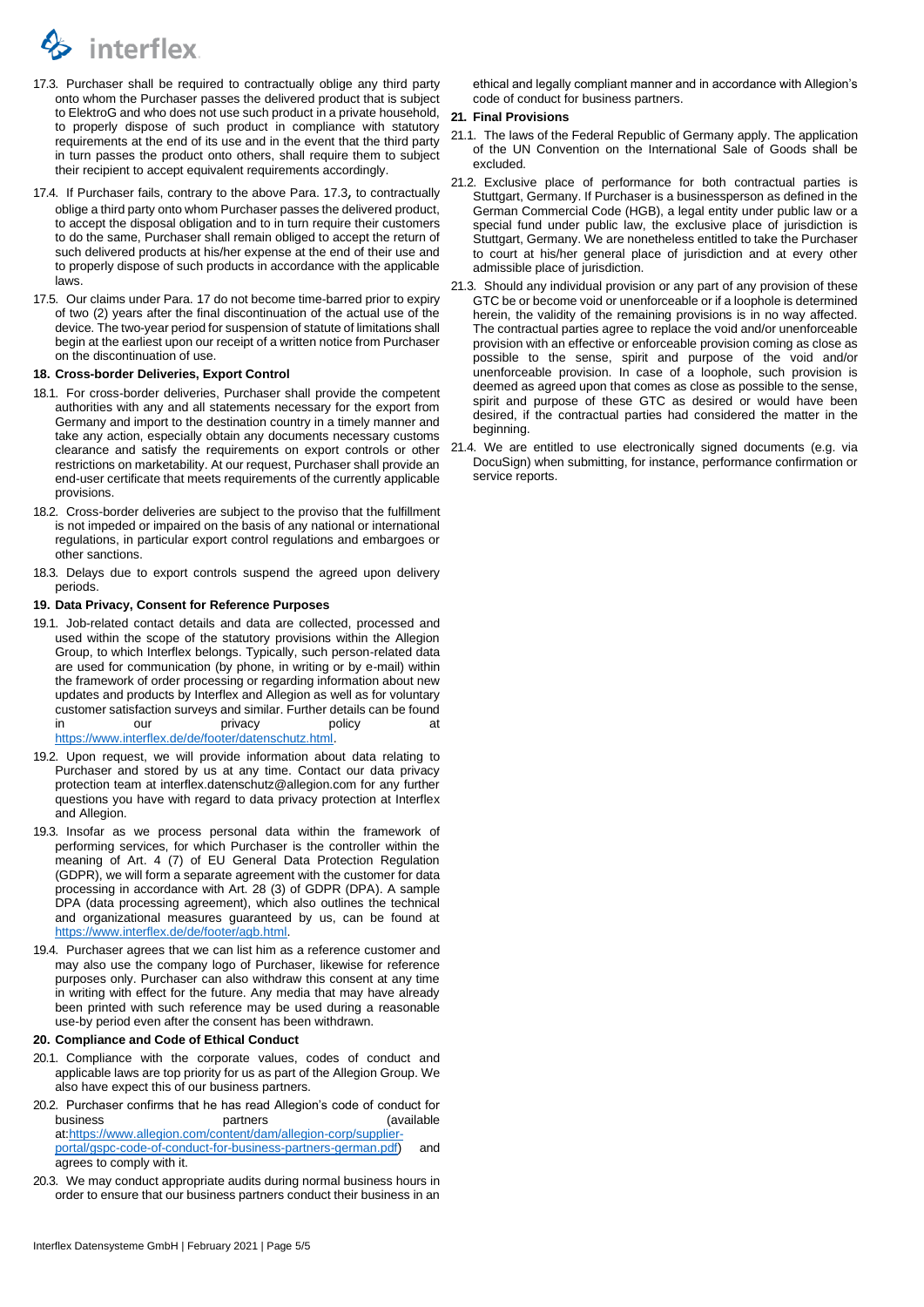17.3. Purchaser shall be required to contractually oblige any third party onto whom the Purchaser passes the delivered product that is subject to ElektroG and who does not use such product in a private household, to properly dispose of such product in compliance with statutory requirements at the end of its use and in the event that the third party in turn passes the product onto others, shall require them to subject their recipient to accept equivalent requirements accordingly.

17.4. If Purchaser fails, contrary to the above Para. 17.3, to contractually oblige a third party onto whom Purchaser passes the delivered product, to accept the disposal obligation and to in turn require their customers to do the same, Purchaser shall remain obliged to accept the return of such delivered products at his/her expense at the end of their use and to properly dispose of such products in accordance with the applicable laws.

17.5. Our claims under Para. 17 do not become time-barred prior to expiry of two (2) years after the final discontinuation of the actual use of the device. The two-year period for suspension of statute of limitations shall begin at the earliest upon our receipt of a written notice from Purchaser on the discontinuation of use.

**18. Cross-border Deliveries, Export Control**

18.1. For cross-border deliveries, Purchaser shall provide the competent authorities with any and all statements necessary for the export from Germany and import to the destination country in a timely manner and take any action, especially obtain any documents necessary customs clearance and satisfy the requirements on export controls or other restrictions on marketability. At our request, Purchaser shall provide an end-user certificate that meets requirements of the currently applicable provisions.

18.2. Cross-border deliveries are subject to the proviso that the fulfillment is not impeded or impaired on the basis of any national or international regulations, in particular export control regulations and embargoes or other sanctions.

18.3. Delays due to export controls suspend the agreed upon delivery periods.

**19. Data Privacy, Consent for Reference Purposes**

19.1. Job-related contact details and data are collected, processed and used within the scope of the statutory provisions within the Allegion Group, to which Interflex belongs. Typically, such person-related data are used for communication (by phone, in writing or by e-mail) within the framework of order processing or regarding information about new updates and products by Interflex and Allegion as well as for voluntary customer satisfaction surveys and similar. Further details can be found in our privacy policy at https://www.interflex.de/de/footer/datenschutz.html.

19.2. Upon request, we will provide information about data relating to Purchaser and stored by us at any time. Contact our data privacy protection team at interflex.datenschutz@allegion.com for any further questions you have with regard to data privacy protection at Interflex and Allegion.

19.3. Insofar as we process personal data within the framework of performing services, for which Purchaser is the controller within the meaning of Art. 4 (7) of EU General Data Protection Regulation (GDPR), we will form a separate agreement with the customer for data processing in accordance with Art. 28 (3) of GDPR (DPA). A sample DPA (data processing agreement), which also outlines the technical and organizational measures guaranteed by us, can be found at https://www.interflex.de/de/footer/agb.html.

19.4. Purchaser agrees that we can list him as a reference customer and may also use the company logo of Purchaser, likewise for reference purposes only. Purchaser can also withdraw this consent at any time in writing with effect for the future. Any media that may have already been printed with such reference may be used during a reasonable use-by period even after the consent has been withdrawn.

**20. Compliance and Code of Ethical Conduct**

20.1. Compliance with the corporate values, codes of conduct and applicable laws are top priority for us as part of the Allegion Group. We also have expect this of our business partners.

20.2. Purchaser confirms that he has read Allegion's code of conduct for business partners (available at:https://www.allegion.com/content/dam/allegion-corp/supplier-portal/gspc-code-of-conduct-for-business-partners-german.pdf) and agrees to comply with it.

20.3. We may conduct appropriate audits during normal business hours in order to ensure that our business partners conduct their business in an ethical and legally compliant manner and in accordance with Allegion's code of conduct for business partners.

**21. Final Provisions**

21.1. The laws of the Federal Republic of Germany apply. The application of the UN Convention on the International Sale of Goods shall be excluded.

21.2. Exclusive place of performance for both contractual parties is Stuttgart, Germany. If Purchaser is a businessperson as defined in the German Commercial Code (HGB), a legal entity under public law or a special fund under public law, the exclusive place of jurisdiction is Stuttgart, Germany. We are nonetheless entitled to take the Purchaser to court at his/her general place of jurisdiction and at every other admissible place of jurisdiction.

21.3. Should any individual provision or any part of any provision of these GTC be or become void or unenforceable or if a loophole is determined herein, the validity of the remaining provisions is in no way affected. The contractual parties agree to replace the void and/or unenforceable provision with an effective or enforceable provision coming as close as possible to the sense, spirit and purpose of the void and/or unenforceable provision. In case of a loophole, such provision is deemed as agreed upon that comes as close as possible to the sense, spirit and purpose of these GTC as desired or would have been desired, if the contractual parties had considered the matter in the beginning.

21.4. We are entitled to use electronically signed documents (e.g. via DocuSign) when submitting, for instance, performance confirmation or service reports.